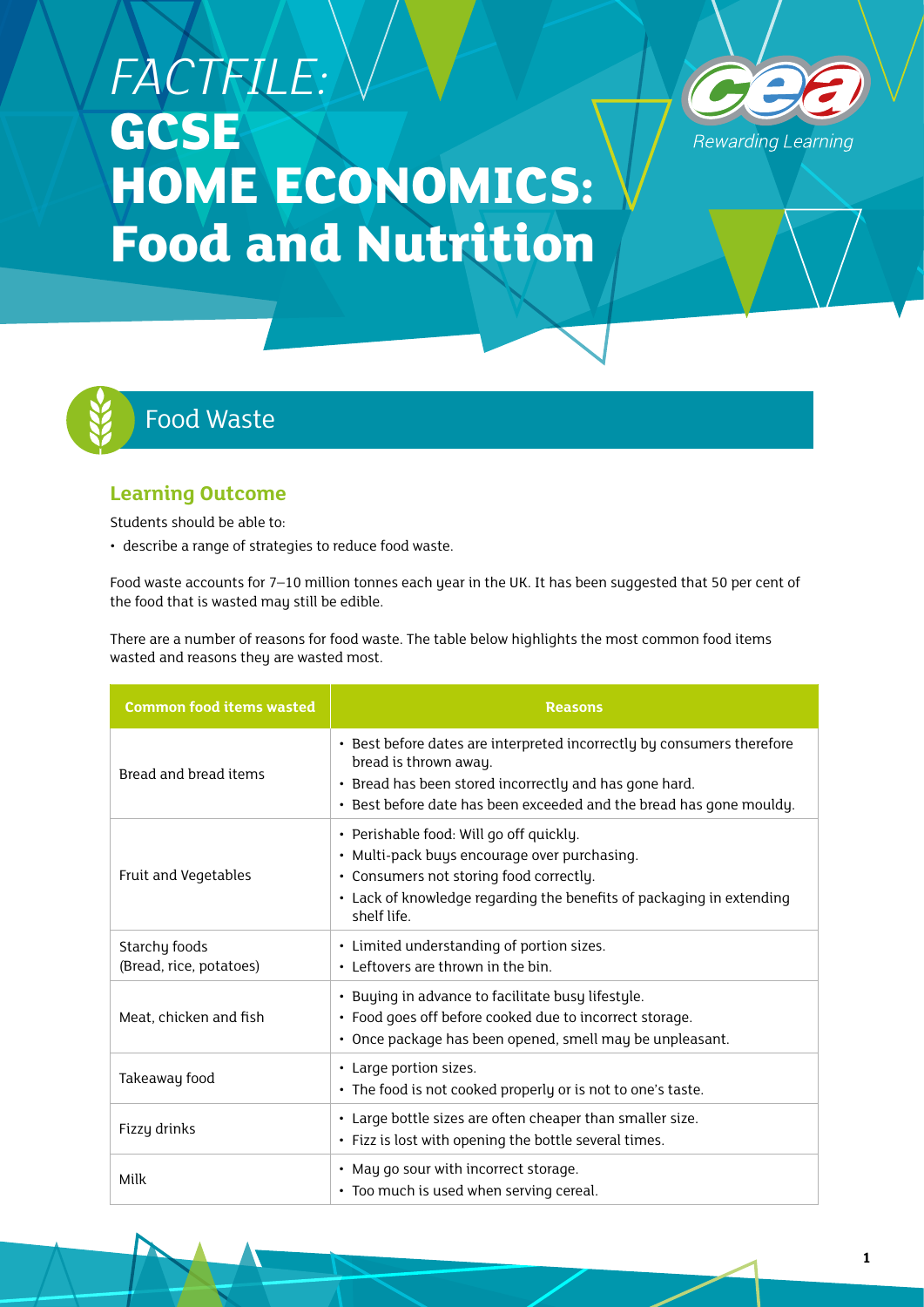# FACTFILE: GCSE HOME ECONOMICS: Food and Nutrition

## Food Waste

### Learning Outcome

Students should be able to:

- describe a range of strategies to reduce food waste.

Food waste accounts for 7–10 million tonnes each year in the UK. It has been suggested that 50 per cent of the food that is wasted may still be edible.

There are a number of reasons for food waste. The table below highlights the most common food items wasted and reasons they are wasted most.

| Common food items wasted | Reasons |
| --- | --- |
| Bread and bread items | • Best before dates are interpreted incorrectly by consumers therefore bread is thrown away.<br>• Bread has been stored incorrectly and has gone hard.<br>• Best before date has been exceeded and the bread has gone mouldy. |
| Fruit and Vegetables | • Perishable food: Will go off quickly.<br>• Multi-pack buys encourage over purchasing.<br>• Consumers not storing food correctly.<br>• Lack of knowledge regarding the benefits of packaging in extending shelf life. |
| Starchy foods (Bread, rice, potatoes) | • Limited understanding of portion sizes.<br>• Leftovers are thrown in the bin. |
| Meat, chicken and fish | • Buying in advance to facilitate busy lifestyle.<br>• Food goes off before cooked due to incorrect storage.<br>• Once package has been opened, smell may be unpleasant. |
| Takeaway food | • Large portion sizes.<br>• The food is not cooked properly or is not to one's taste. |
| Fizzy drinks | • Large bottle sizes are often cheaper than smaller size.<br>• Fizz is lost with opening the bottle several times. |
| Milk | • May go sour with incorrect storage.<br>• Too much is used when serving cereal. |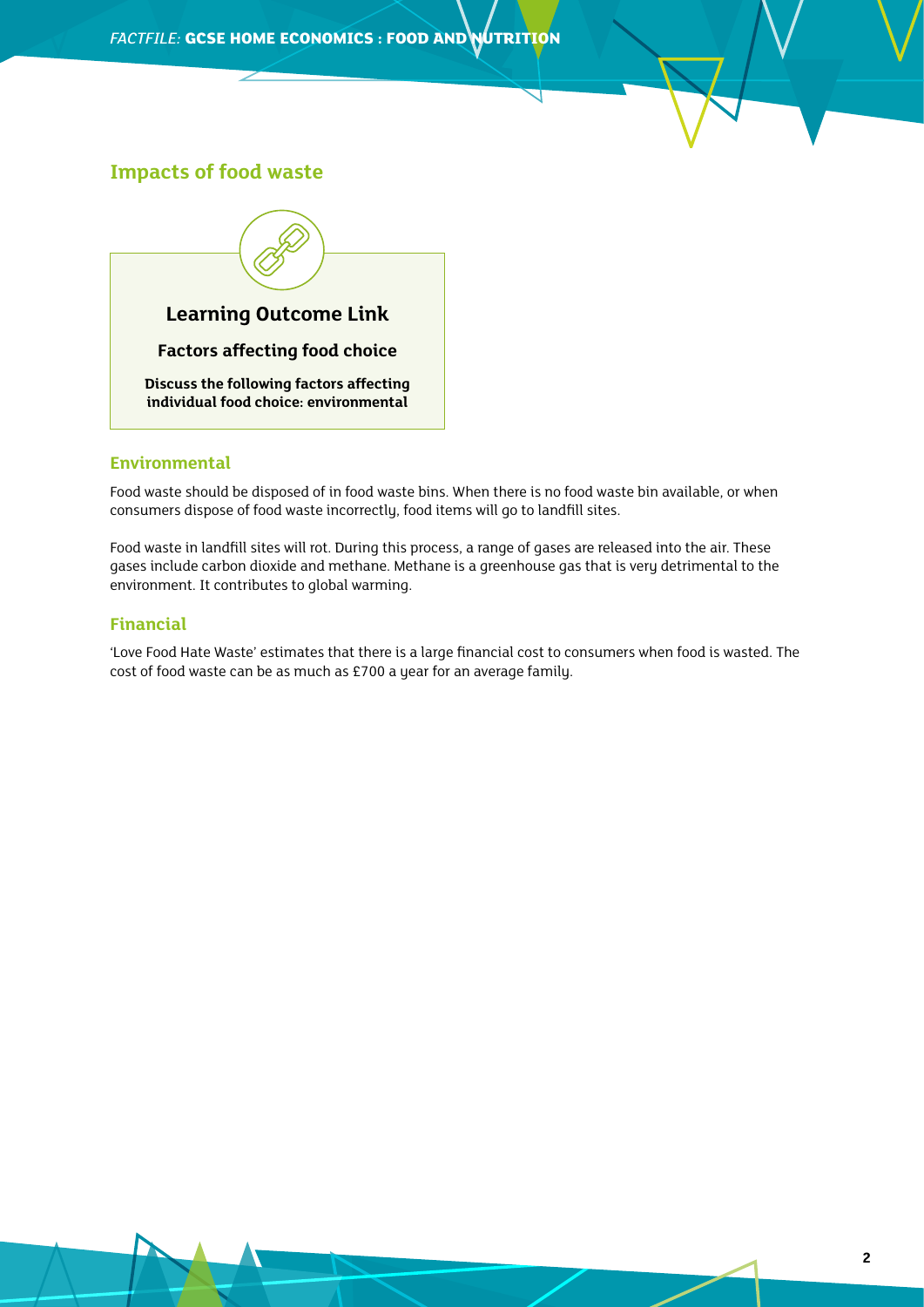## Impacts of food waste

**Learning Outcome Link**

**Factors affecting food choice**

**Discuss the following factors affecting individual food choice: environmental**

### Environmental

Food waste should be disposed of in food waste bins. When there is no food waste bin available, or when consumers dispose of food waste incorrectly, food items will go to landfill sites.

Food waste in landfill sites will rot. During this process, a range of gases are released into the air. These gases include carbon dioxide and methane. Methane is a greenhouse gas that is very detrimental to the environment. It contributes to global warming.

### Financial

'Love Food Hate Waste' estimates that there is a large financial cost to consumers when food is wasted. The cost of food waste can be as much as £700 a year for an average family.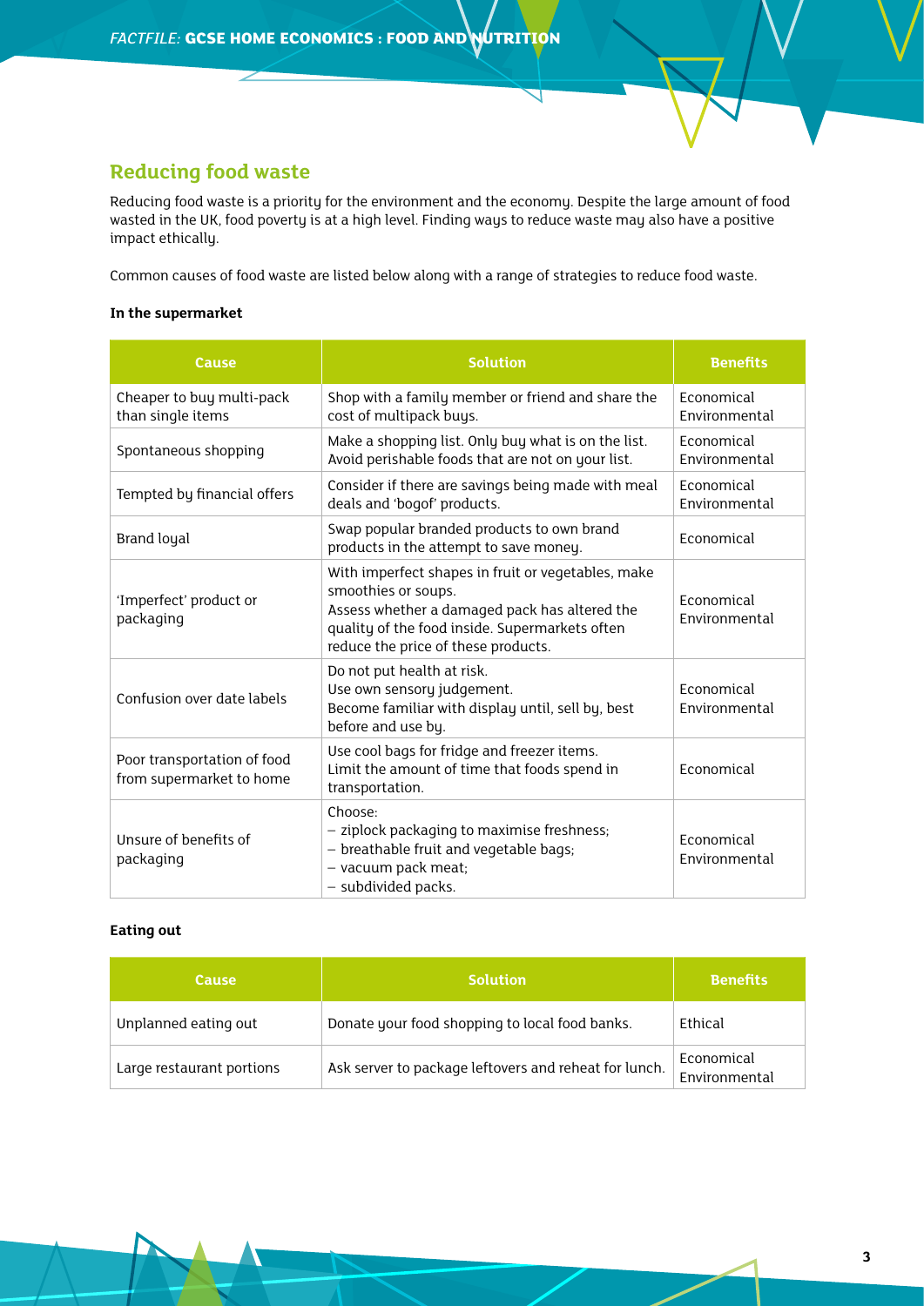## Reducing food waste

Reducing food waste is a priority for the environment and the economy. Despite the large amount of food wasted in the UK, food poverty is at a high level. Finding ways to reduce waste may also have a positive impact ethically.

Common causes of food waste are listed below along with a range of strategies to reduce food waste.

**In the supermarket**

| Cause | Solution | Benefits |
| --- | --- | --- |
| Cheaper to buy multi-pack than single items | Shop with a family member or friend and share the cost of multipack buys. | Economical<br>Environmental |
| Spontaneous shopping | Make a shopping list. Only buy what is on the list. Avoid perishable foods that are not on your list. | Economical<br>Environmental |
| Tempted by financial offers | Consider if there are savings being made with meal deals and 'bogof' products. | Economical<br>Environmental |
| Brand loyal | Swap popular branded products to own brand products in the attempt to save money. | Economical |
| 'Imperfect' product or packaging | With imperfect shapes in fruit or vegetables, make smoothies or soups.<br>Assess whether a damaged pack has altered the quality of the food inside. Supermarkets often reduce the price of these products. | Economical<br>Environmental |
| Confusion over date labels | Do not put health at risk.<br>Use own sensory judgement.<br>Become familiar with display until, sell by, best before and use by. | Economical<br>Environmental |
| Poor transportation of food from supermarket to home | Use cool bags for fridge and freezer items.<br>Limit the amount of time that foods spend in transportation. | Economical |
| Unsure of benefits of packaging | Choose:<br>– ziplock packaging to maximise freshness;<br>– breathable fruit and vegetable bags;<br>– vacuum pack meat;<br>– subdivided packs. | Economical<br>Environmental |

**Eating out**

| Cause | Solution | Benefits |
| --- | --- | --- |
| Unplanned eating out | Donate your food shopping to local food banks. | Ethical |
| Large restaurant portions | Ask server to package leftovers and reheat for lunch. | Economical<br>Environmental |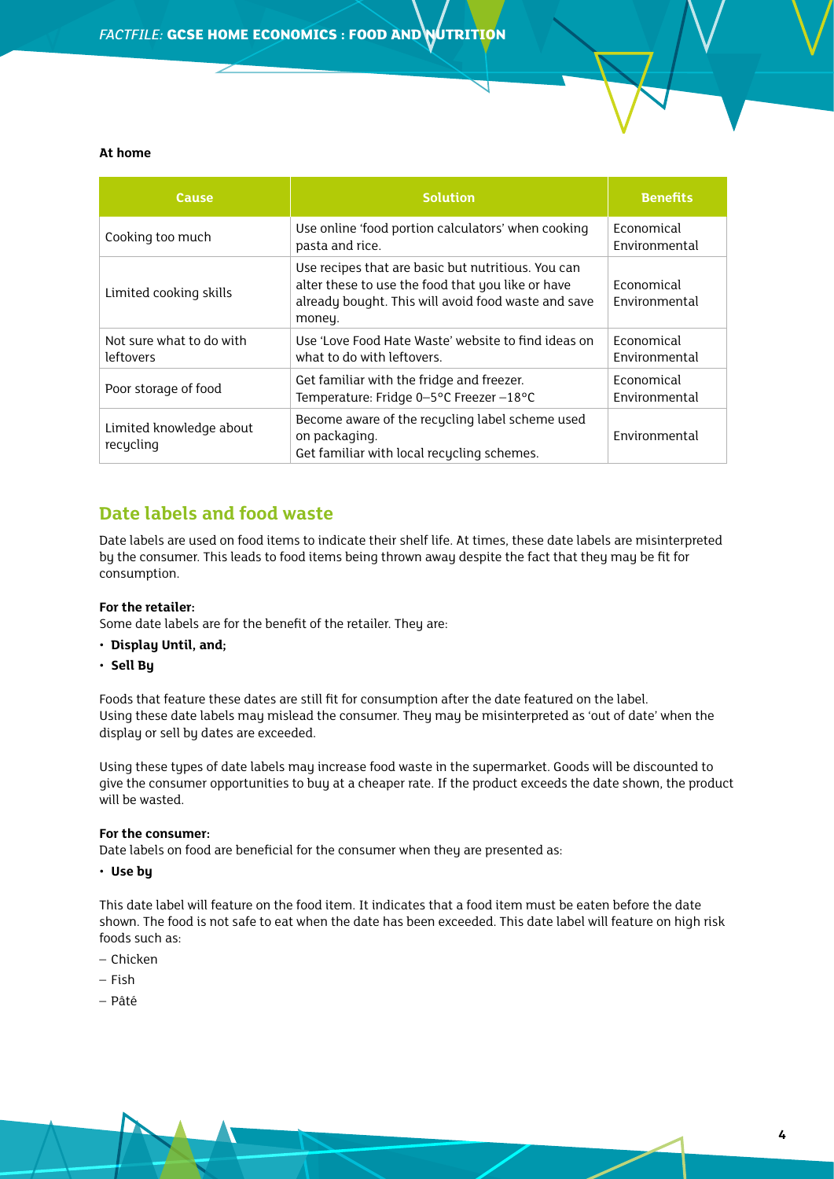**At home**

| Cause | Solution | Benefits |
|---|---|---|
| Cooking too much | Use online 'food portion calculators' when cooking pasta and rice. | Economical Environmental |
| Limited cooking skills | Use recipes that are basic but nutritious. You can alter these to use the food that you like or have already bought. This will avoid food waste and save money. | Economical Environmental |
| Not sure what to do with leftovers | Use 'Love Food Hate Waste' website to find ideas on what to do with leftovers. | Economical Environmental |
| Poor storage of food | Get familiar with the fridge and freezer. Temperature: Fridge 0–5°C Freezer −18°C | Economical Environmental |
| Limited knowledge about recycling | Become aware of the recycling label scheme used on packaging. Get familiar with local recycling schemes. | Environmental |

## Date labels and food waste

Date labels are used on food items to indicate their shelf life. At times, these date labels are misinterpreted by the consumer. This leads to food items being thrown away despite the fact that they may be fit for consumption.

**For the retailer:**
Some date labels are for the benefit of the retailer. They are:

- **Display Until, and;**
- **Sell By**

Foods that feature these dates are still fit for consumption after the date featured on the label.
Using these date labels may mislead the consumer. They may be misinterpreted as 'out of date' when the display or sell by dates are exceeded.

Using these types of date labels may increase food waste in the supermarket. Goods will be discounted to give the consumer opportunities to buy at a cheaper rate. If the product exceeds the date shown, the product will be wasted.

**For the consumer:**
Date labels on food are beneficial for the consumer when they are presented as:

- **Use by**

This date label will feature on the food item. It indicates that a food item must be eaten before the date shown. The food is not safe to eat when the date has been exceeded. This date label will feature on high risk foods such as:

– Chicken
– Fish
– Pâté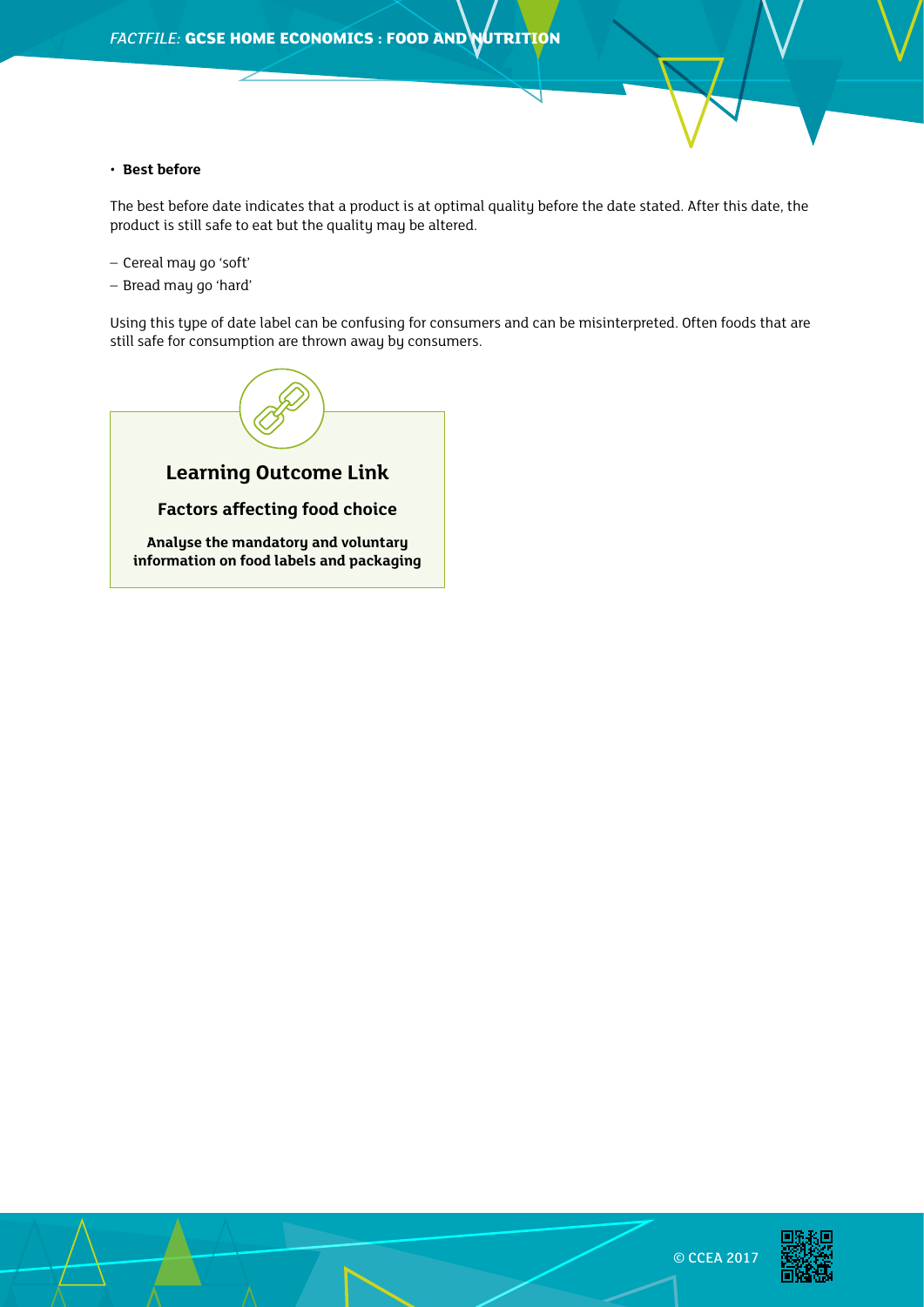- **Best before**

The best before date indicates that a product is at optimal quality before the date stated. After this date, the product is still safe to eat but the quality may be altered.

– Cereal may go 'soft'
– Bread may go 'hard'

Using this type of date label can be confusing for consumers and can be misinterpreted. Often foods that are still safe for consumption are thrown away by consumers.

**Learning Outcome Link**

**Factors affecting food choice**

**Analyse the mandatory and voluntary information on food labels and packaging**